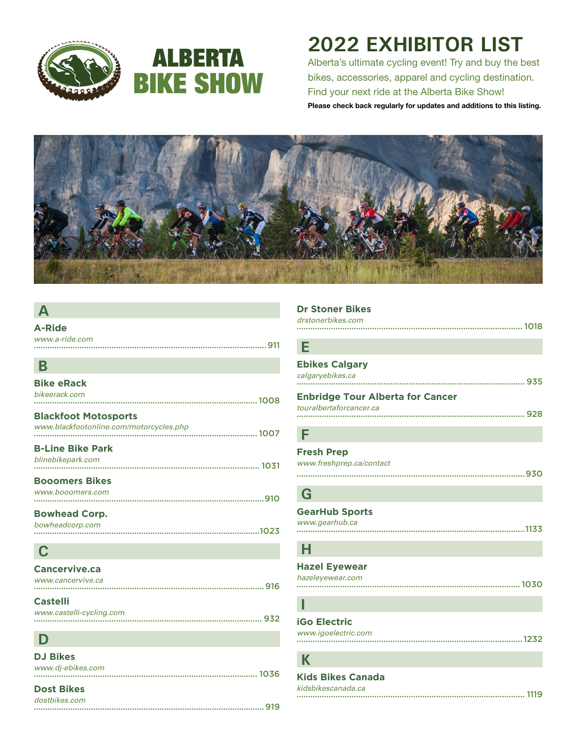# ALBERTA BIKE SHOW

# 2022 EXHIBITOR LIST

Alberta's ultimate cycling event! Try and buy the best bikes, accessories, apparel and cycling destination. Find your next ride at the Alberta Bike Show!

**Please check back regularly for updates and additions to this listing.**

## A

**A-Ride**
*www.a-ride.com*
.......... 911

## B

**Bike eRack**
*bikeerack.com*
.......... 1008

**Blackfoot Motosports**
*www.blackfootonline.com/motorcycles.php*
.......... 1007

**B-Line Bike Park**
*blinebikepark.com*
.......... 1031

**Booomers Bikes**
*www.booomers.com*
.......... 910

**Bowhead Corp.**
*bowheadcorp.com*
.......... 1023

## C

**Cancervive.ca**
*www.cancervive.ca*
.......... 916

**Castelli**
*www.castelli-cycling.com*
.......... 932

## D

**DJ Bikes**
*www.dj-ebikes.com*
.......... 1036

**Dost Bikes**
*dostbikes.com*
.......... 919

**Dr Stoner Bikes**
*drstonerbikes.com*
.......... 1018

## E

**Ebikes Calgary**
*calgaryebikes.ca*
.......... 935

**Enbridge Tour Alberta for Cancer**
*touralbertaforcancer.ca*
.......... 928

## F

**Fresh Prep**
*www.freshprep.ca/contact*
.......... 930

## G

**GearHub Sports**
*www.gearhub.ca*
.......... 1133

## H

**Hazel Eyewear**
*hazeleyewear.com*
.......... 1030

## I

**iGo Electric**
*www.igoelectric.com*
.......... 1232

## K

**Kids Bikes Canada**
*kidsbikescanada.ca*
.......... 1119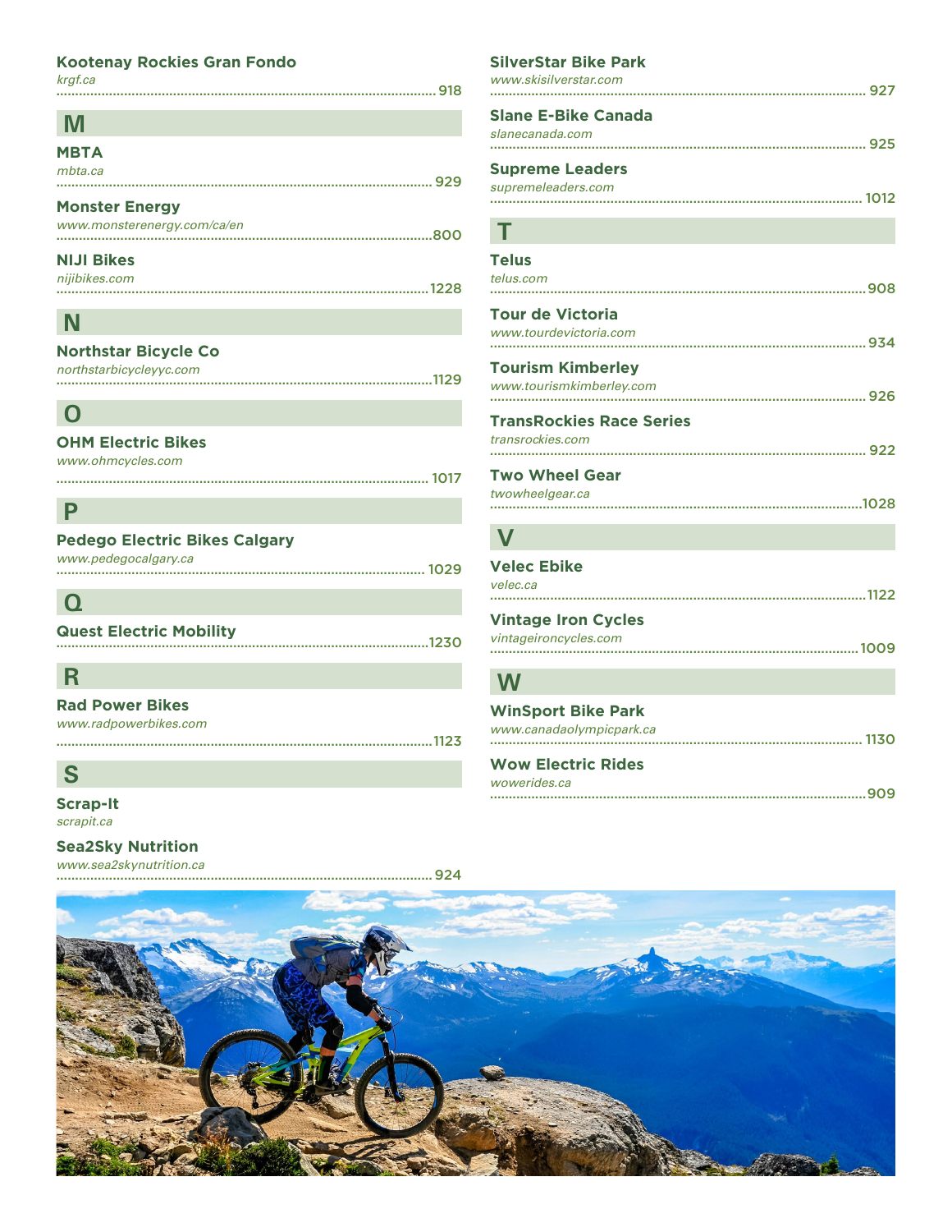**Kootenay Rockies Gran Fondo**
*krgf.ca*
........................................................................................................ 918

## M

**MBTA**
*mbta.ca*
........................................................................................................ 929

**Monster Energy**
*www.monsterenergy.com/ca/en*
........................................................................................................ 800

**NIJI Bikes**
*nijibikes.com*
........................................................................................................ 1228

## N

**Northstar Bicycle Co**
*northstarbicycleyyc.com*
........................................................................................................ 1129

## O

**OHM Electric Bikes**
*www.ohmcycles.com*
........................................................................................................ 1017

## P

**Pedego Electric Bikes Calgary**
*www.pedegocalgary.ca*
........................................................................................................ 1029

## Q

**Quest Electric Mobility**
........................................................................................................ 1230

## R

**Rad Power Bikes**
*www.radpowerbikes.com*
........................................................................................................ 1123

## S

**Scrap-It**
*scrapit.ca*

**Sea2Sky Nutrition**
*www.sea2skynutrition.ca*
........................................................................................................ 924

**SilverStar Bike Park**
*www.skisilverstar.com*
........................................................................................................ 927

**Slane E-Bike Canada**
*slanecanada.com*
........................................................................................................ 925

**Supreme Leaders**
*supremeleaders.com*
........................................................................................................ 1012

## T

**Telus**
*telus.com*
........................................................................................................ 908

**Tour de Victoria**
*www.tourdevictoria.com*
........................................................................................................ 934

**Tourism Kimberley**
*www.tourismkimberley.com*
........................................................................................................ 926

**TransRockies Race Series**
*transrockies.com*
........................................................................................................ 922

**Two Wheel Gear**
*twowheelgear.ca*
........................................................................................................ 1028

## V

**Velec Ebike**
*velec.ca*
........................................................................................................ 1122

**Vintage Iron Cycles**
*vintageironcycles.com*
........................................................................................................ 1009

## W

**WinSport Bike Park**
*www.canadaolympicpark.ca*
........................................................................................................ 1130

**Wow Electric Rides**
*wowerides.ca*
........................................................................................................ 909